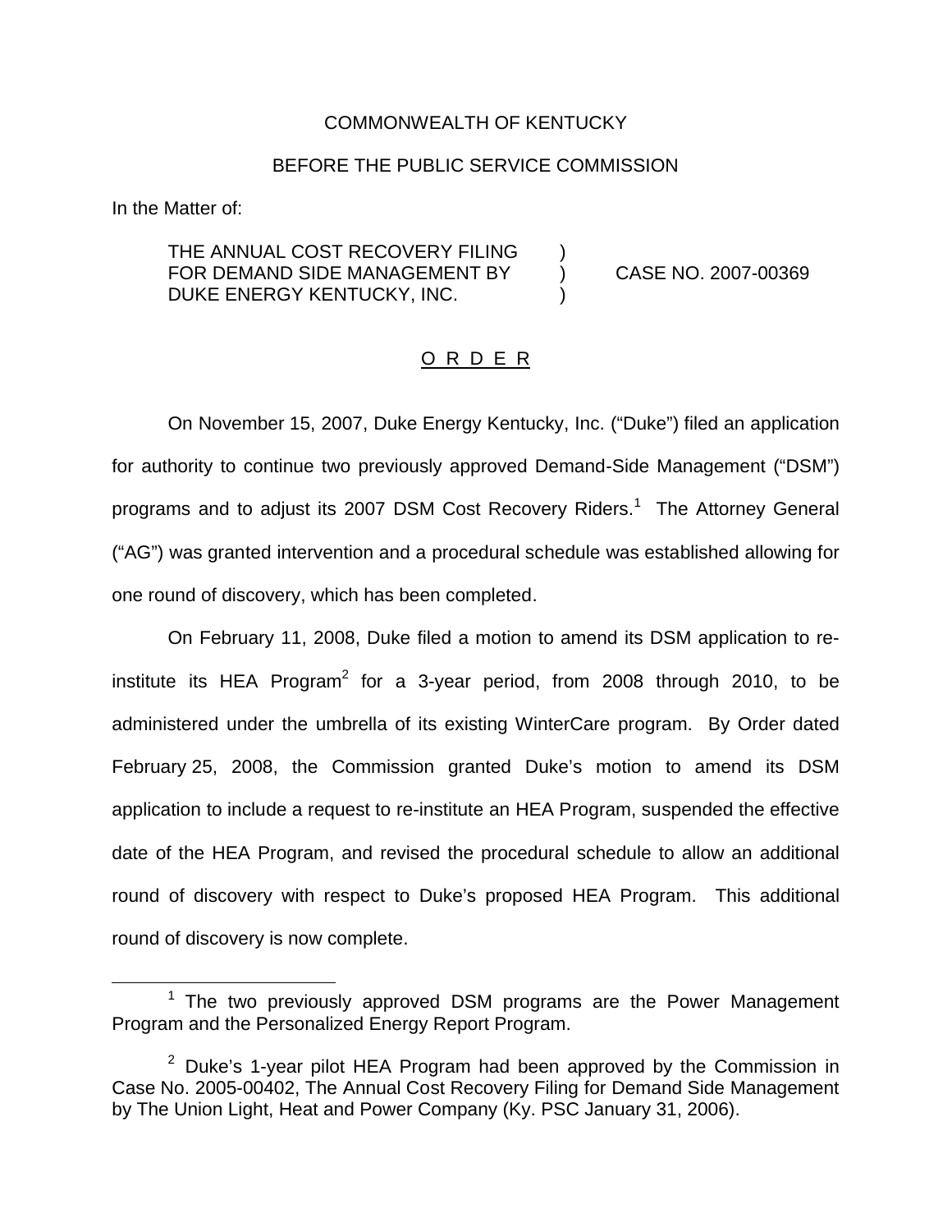COMMONWEALTH OF KENTUCKY

BEFORE THE PUBLIC SERVICE COMMISSION

In the Matter of:

THE ANNUAL COST RECOVERY FILING FOR DEMAND SIDE MANAGEMENT BY DUKE ENERGY KENTUCKY, INC. ) CASE NO. 2007-00369

O R D E R

On November 15, 2007, Duke Energy Kentucky, Inc. ("Duke") filed an application for authority to continue two previously approved Demand-Side Management ("DSM") programs and to adjust its 2007 DSM Cost Recovery Riders.[1] The Attorney General ("AG") was granted intervention and a procedural schedule was established allowing for one round of discovery, which has been completed.

On February 11, 2008, Duke filed a motion to amend its DSM application to re-institute its HEA Program[2] for a 3-year period, from 2008 through 2010, to be administered under the umbrella of its existing WinterCare program. By Order dated February 25, 2008, the Commission granted Duke's motion to amend its DSM application to include a request to re-institute an HEA Program, suspended the effective date of the HEA Program, and revised the procedural schedule to allow an additional round of discovery with respect to Duke's proposed HEA Program. This additional round of discovery is now complete.

[1] The two previously approved DSM programs are the Power Management Program and the Personalized Energy Report Program.

[2] Duke's 1-year pilot HEA Program had been approved by the Commission in Case No. 2005-00402, The Annual Cost Recovery Filing for Demand Side Management by The Union Light, Heat and Power Company (Ky. PSC January 31, 2006).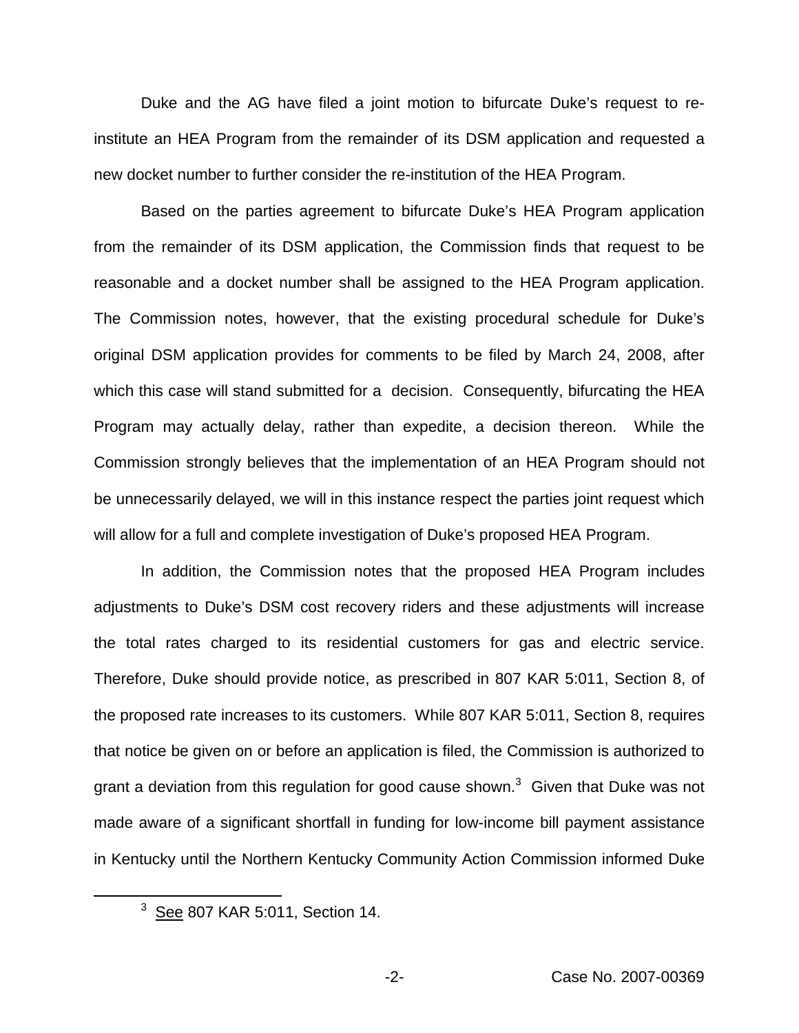Duke and the AG have filed a joint motion to bifurcate Duke's request to re-institute an HEA Program from the remainder of its DSM application and requested a new docket number to further consider the re-institution of the HEA Program.

Based on the parties agreement to bifurcate Duke's HEA Program application from the remainder of its DSM application, the Commission finds that request to be reasonable and a docket number shall be assigned to the HEA Program application. The Commission notes, however, that the existing procedural schedule for Duke's original DSM application provides for comments to be filed by March 24, 2008, after which this case will stand submitted for a decision. Consequently, bifurcating the HEA Program may actually delay, rather than expedite, a decision thereon. While the Commission strongly believes that the implementation of an HEA Program should not be unnecessarily delayed, we will in this instance respect the parties joint request which will allow for a full and complete investigation of Duke's proposed HEA Program.

In addition, the Commission notes that the proposed HEA Program includes adjustments to Duke's DSM cost recovery riders and these adjustments will increase the total rates charged to its residential customers for gas and electric service. Therefore, Duke should provide notice, as prescribed in 807 KAR 5:011, Section 8, of the proposed rate increases to its customers. While 807 KAR 5:011, Section 8, requires that notice be given on or before an application is filed, the Commission is authorized to grant a deviation from this regulation for good cause shown.[3] Given that Duke was not made aware of a significant shortfall in funding for low-income bill payment assistance in Kentucky until the Northern Kentucky Community Action Commission informed Duke

[3] See 807 KAR 5:011, Section 14.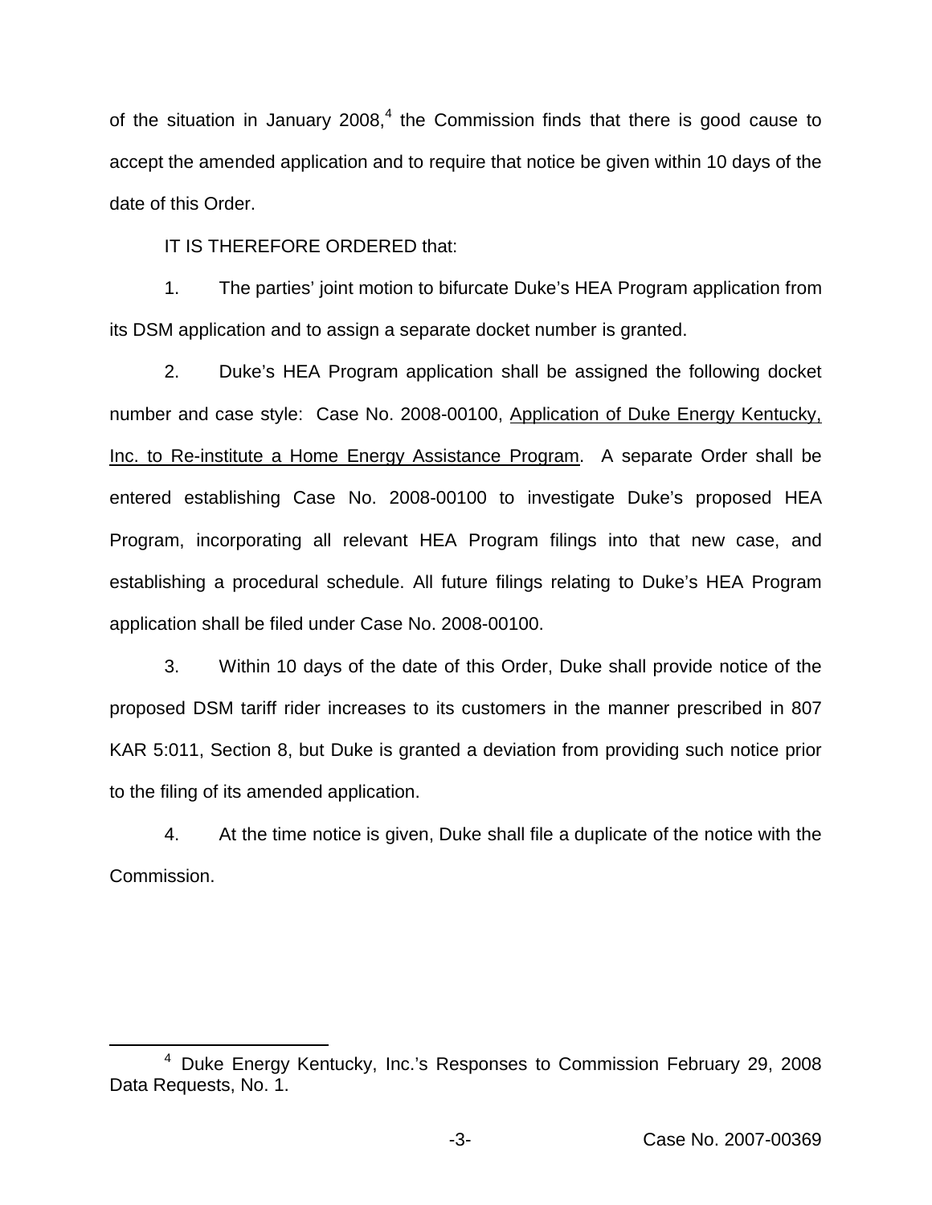of the situation in January 2008,[4] the Commission finds that there is good cause to accept the amended application and to require that notice be given within 10 days of the date of this Order.

IT IS THEREFORE ORDERED that:

1. The parties' joint motion to bifurcate Duke's HEA Program application from its DSM application and to assign a separate docket number is granted.

2. Duke's HEA Program application shall be assigned the following docket number and case style: Case No. 2008-00100, Application of Duke Energy Kentucky, Inc. to Re-institute a Home Energy Assistance Program. A separate Order shall be entered establishing Case No. 2008-00100 to investigate Duke's proposed HEA Program, incorporating all relevant HEA Program filings into that new case, and establishing a procedural schedule. All future filings relating to Duke's HEA Program application shall be filed under Case No. 2008-00100.

3. Within 10 days of the date of this Order, Duke shall provide notice of the proposed DSM tariff rider increases to its customers in the manner prescribed in 807 KAR 5:011, Section 8, but Duke is granted a deviation from providing such notice prior to the filing of its amended application.

4. At the time notice is given, Duke shall file a duplicate of the notice with the Commission.

[4] Duke Energy Kentucky, Inc.'s Responses to Commission February 29, 2008 Data Requests, No. 1.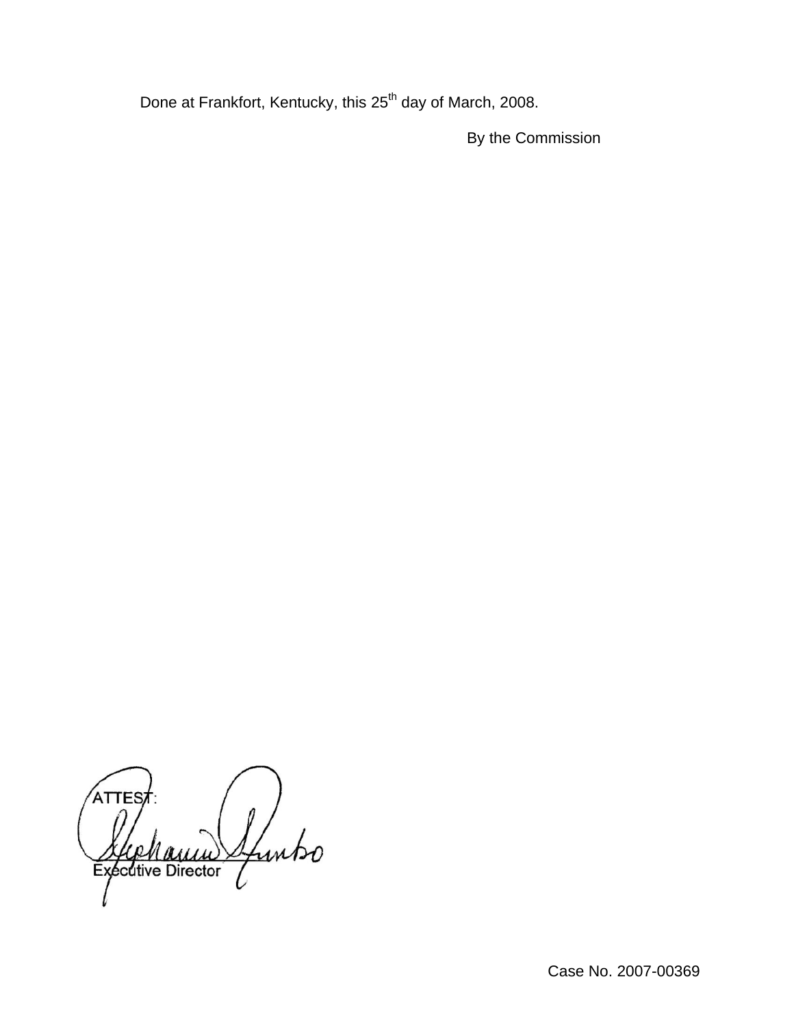Done at Frankfort, Kentucky, this 25th day of March, 2008.

By the Commission

ATTEST:

Executive Director

Case No. 2007-00369